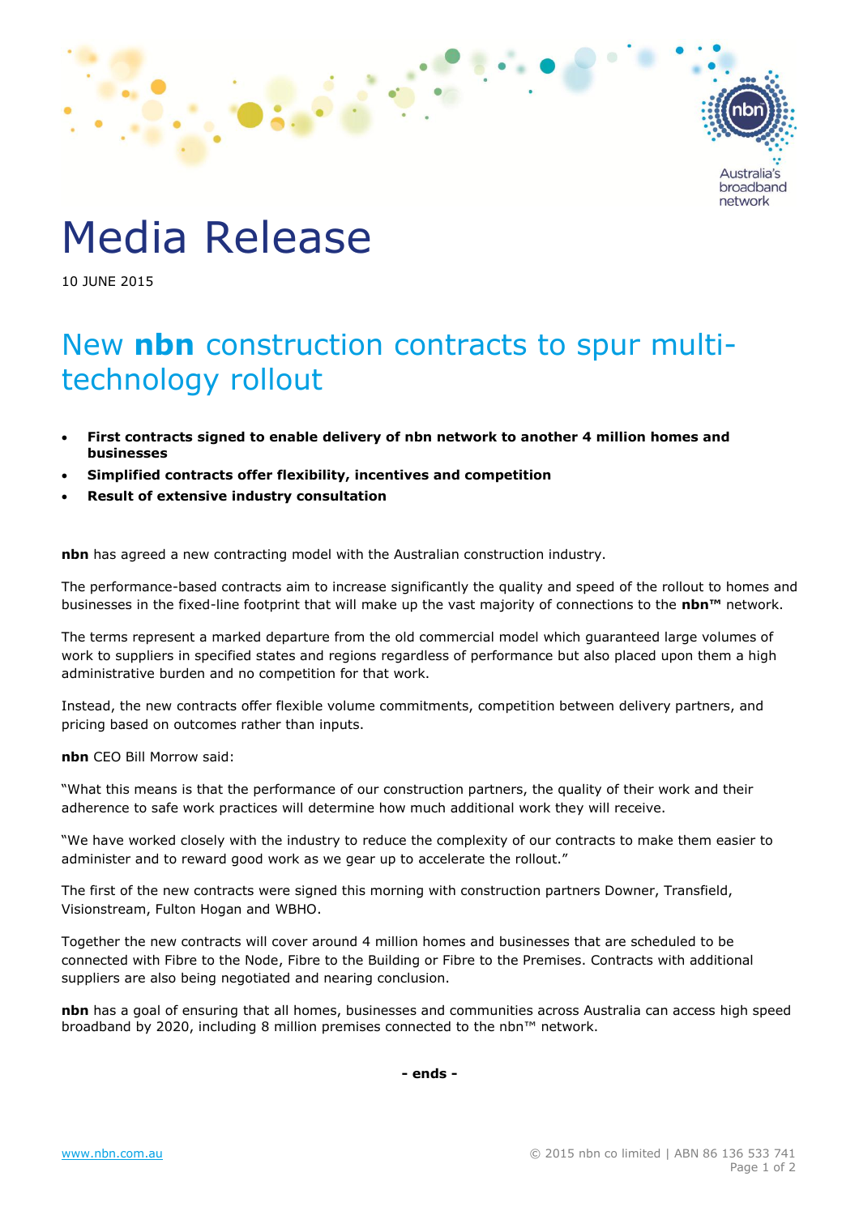# Media Release

10 JUNE 2015

## New **nbn** construction contracts to spur multi-technology rollout

- **First contracts signed to enable delivery of nbn network to another 4 million homes and businesses**
- **Simplified contracts offer flexibility, incentives and competition**
- **Result of extensive industry consultation**

**nbn** has agreed a new contracting model with the Australian construction industry.

The performance-based contracts aim to increase significantly the quality and speed of the rollout to homes and businesses in the fixed-line footprint that will make up the vast majority of connections to the **nbn™** network.

The terms represent a marked departure from the old commercial model which guaranteed large volumes of work to suppliers in specified states and regions regardless of performance but also placed upon them a high administrative burden and no competition for that work.

Instead, the new contracts offer flexible volume commitments, competition between delivery partners, and pricing based on outcomes rather than inputs.

**nbn** CEO Bill Morrow said:

"What this means is that the performance of our construction partners, the quality of their work and their adherence to safe work practices will determine how much additional work they will receive.

"We have worked closely with the industry to reduce the complexity of our contracts to make them easier to administer and to reward good work as we gear up to accelerate the rollout."

The first of the new contracts were signed this morning with construction partners Downer, Transfield, Visionstream, Fulton Hogan and WBHO.

Together the new contracts will cover around 4 million homes and businesses that are scheduled to be connected with Fibre to the Node, Fibre to the Building or Fibre to the Premises. Contracts with additional suppliers are also being negotiated and nearing conclusion.

**nbn** has a goal of ensuring that all homes, businesses and communities across Australia can access high speed broadband by 2020, including 8 million premises connected to the nbn™ network.

**- ends -**

www.nbn.com.au

© 2015 nbn co limited | ABN 86 136 533 741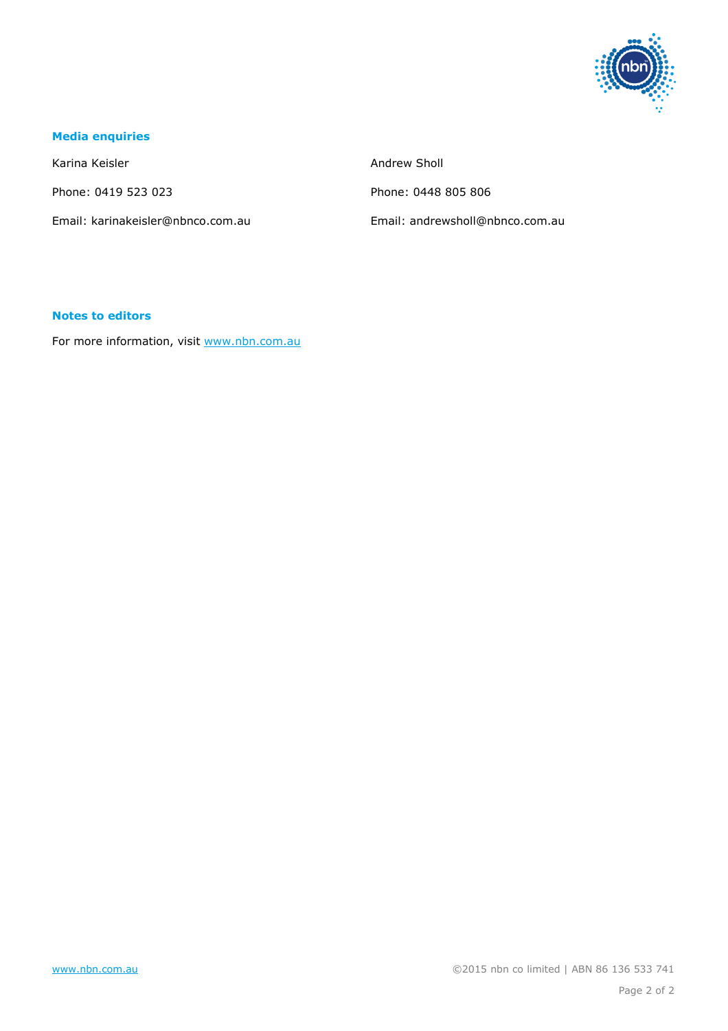**Media enquiries**

Karina Keisler

Phone: 0419 523 023

Email: karinakeisler@nbnco.com.au

Andrew Sholl

Phone: 0448 805 806

Email: andrewsholl@nbnco.com.au

**Notes to editors**

For more information, visit [www.nbn.com.au](http://www.nbn.com.au)